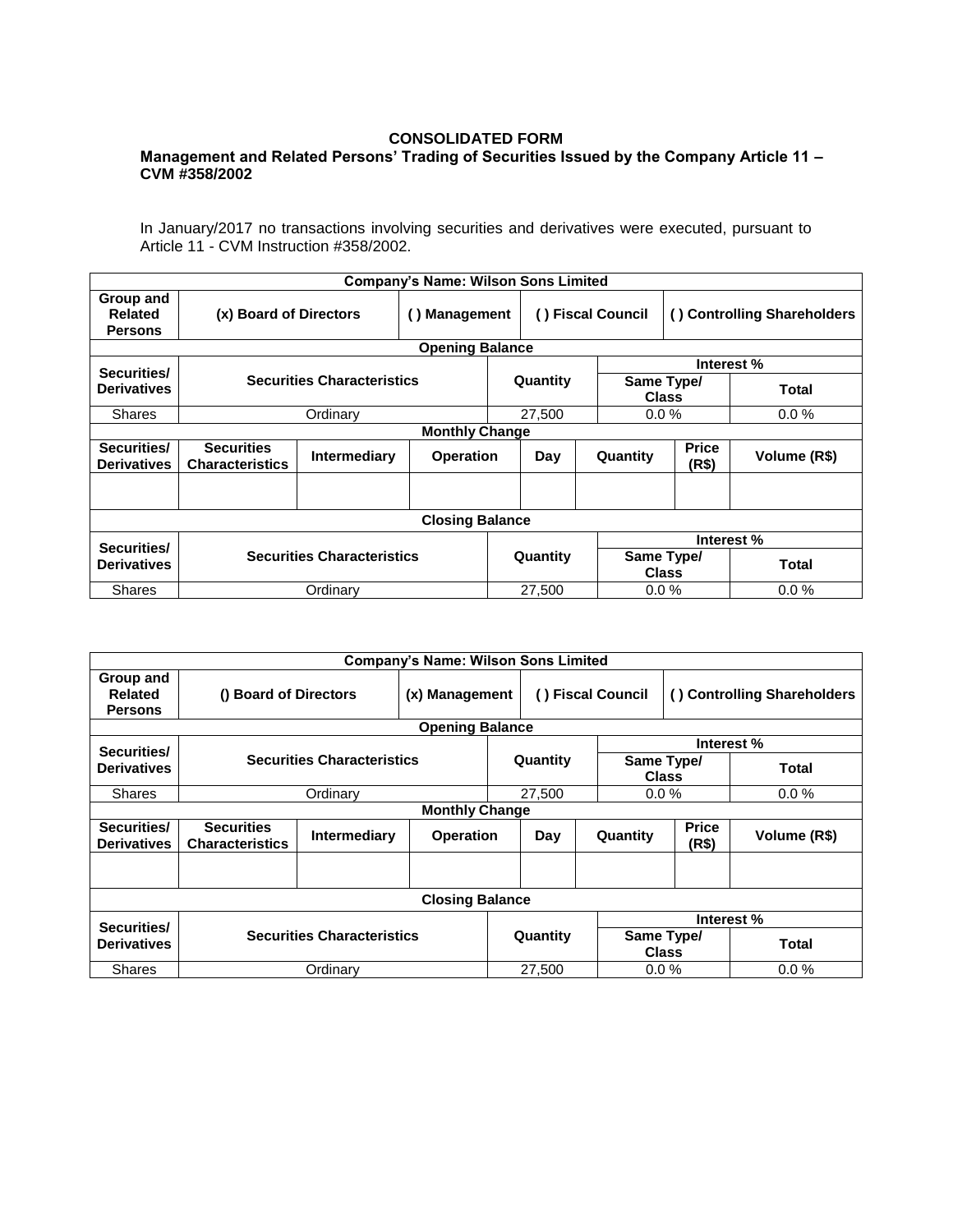**CONSOLIDATED FORM**

**Management and Related Persons' Trading of Securities Issued by the Company Article 11 – CVM #358/2002**

In January/2017 no transactions involving securities and derivatives were executed, pursuant to Article 11 - CVM Instruction #358/2002.

| **Company's Name: Wilson Sons Limited** | | | | | | | |
|---|---|---|---|---|---|---|---|
| **Group and Related Persons** | **(x) Board of Directors** | | **( ) Management** | **( ) Fiscal Council** | | **( ) Controlling Shareholders** | |
| **Opening Balance** | | | | | | | |
| **Securities/ Derivatives** | **Securities Characteristics** | | | **Quantity** | **Interest %** | | |
| | | | | | **Same Type/ Class** | | **Total** |
| Shares | Ordinary | | | 27,500 | 0.0 % | | 0.0 % |
| **Monthly Change** | | | | | | | |
| **Securities/ Derivatives** | **Securities Characteristics** | **Intermediary** | **Operation** | **Day** | **Quantity** | **Price (R$)** | **Volume (R$)** |
| | | | | | | | |
| **Closing Balance** | | | | | | | |
| **Securities/ Derivatives** | **Securities Characteristics** | | | **Quantity** | **Interest %** | | |
| | | | | | **Same Type/ Class** | | **Total** |
| Shares | Ordinary | | | 27,500 | 0.0 % | | 0.0 % |

| **Company's Name: Wilson Sons Limited** | | | | | | | |
|---|---|---|---|---|---|---|---|
| **Group and Related Persons** | **() Board of Directors** | | **(x) Management** | **( ) Fiscal Council** | | **( ) Controlling Shareholders** | |
| **Opening Balance** | | | | | | | |
| **Securities/ Derivatives** | **Securities Characteristics** | | | **Quantity** | **Interest %** | | |
| | | | | | **Same Type/ Class** | | **Total** |
| Shares | Ordinary | | | 27,500 | 0.0 % | | 0.0 % |
| **Monthly Change** | | | | | | | |
| **Securities/ Derivatives** | **Securities Characteristics** | **Intermediary** | **Operation** | **Day** | **Quantity** | **Price (R$)** | **Volume (R$)** |
| | | | | | | | |
| **Closing Balance** | | | | | | | |
| **Securities/ Derivatives** | **Securities Characteristics** | | | **Quantity** | **Interest %** | | |
| | | | | | **Same Type/ Class** | | **Total** |
| Shares | Ordinary | | | 27,500 | 0.0 % | | 0.0 % |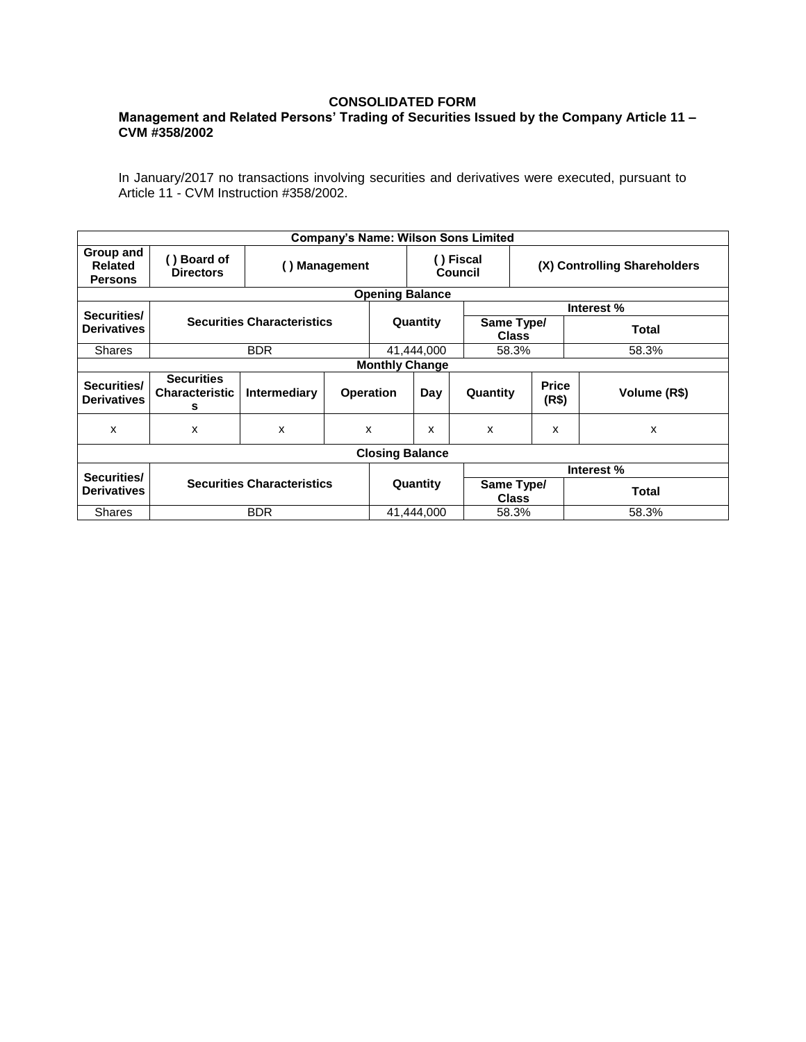**CONSOLIDATED FORM**

**Management and Related Persons' Trading of Securities Issued by the Company Article 11 – CVM #358/2002**

In January/2017 no transactions involving securities and derivatives were executed, pursuant to Article 11 - CVM Instruction #358/2002.

| Company's Name: Wilson Sons Limited | | | | | | | |
|---|---|---|---|---|---|---|---|
| **Group and Related Persons** | **( ) Board of Directors** | **( ) Management** | | **( ) Fiscal Council** | | **(X) Controlling Shareholders** | |
| **Opening Balance** | | | | | | | |
| **Securities/ Derivatives** | **Securities Characteristics** | | | **Quantity** | **Interest %** | | |
| | | | | | **Same Type/ Class** | | **Total** |
| Shares | BDR | | | 41,444,000 | 58.3% | | 58.3% |
| **Monthly Change** | | | | | | | |
| **Securities/ Derivatives** | **Securities Characteristics** | **Intermediary** | **Operation** | **Day** | **Quantity** | **Price (R$)** | **Volume (R$)** |
| x | x | x | x | x | x | x | x |
| **Closing Balance** | | | | | | | |
| **Securities/ Derivatives** | **Securities Characteristics** | | | **Quantity** | **Interest %** | | |
| | | | | | **Same Type/ Class** | | **Total** |
| Shares | BDR | | | 41,444,000 | 58.3% | | 58.3% |